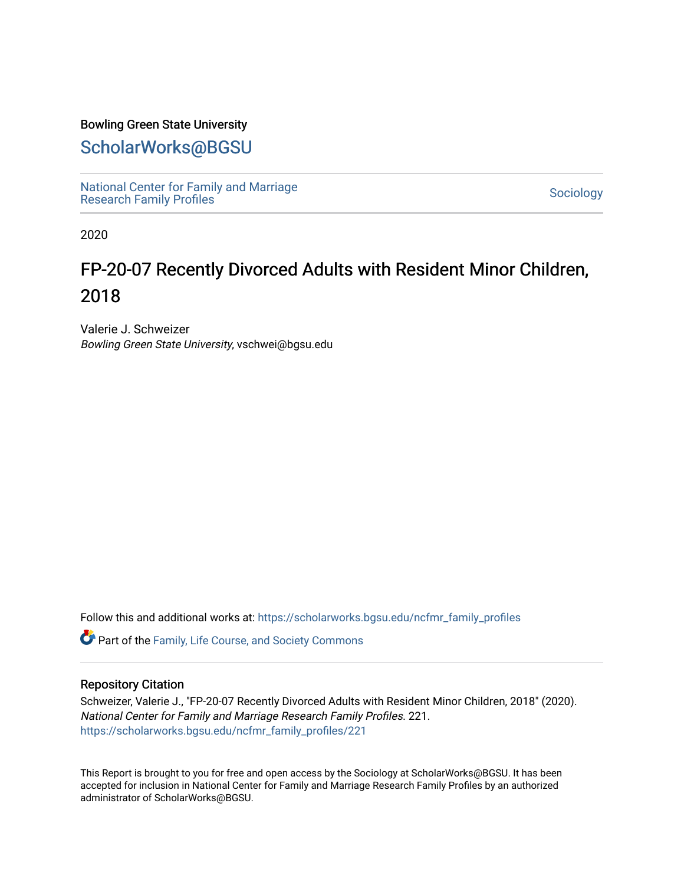Bowling Green State University

# ScholarWorks@BGSU

National Center for Family and Marriage Research Family Profiles

Sociology

2020

## FP-20-07 Recently Divorced Adults with Resident Minor Children, 2018

Valerie J. Schweizer
*Bowling Green State University*, vschwei@bgsu.edu

Follow this and additional works at: https://scholarworks.bgsu.edu/ncfmr_family_profiles

Part of the Family, Life Course, and Society Commons

### Repository Citation

Schweizer, Valerie J., "FP-20-07 Recently Divorced Adults with Resident Minor Children, 2018" (2020). *National Center for Family and Marriage Research Family Profiles*. 221.
https://scholarworks.bgsu.edu/ncfmr_family_profiles/221

This Report is brought to you for free and open access by the Sociology at ScholarWorks@BGSU. It has been accepted for inclusion in National Center for Family and Marriage Research Family Profiles by an authorized administrator of ScholarWorks@BGSU.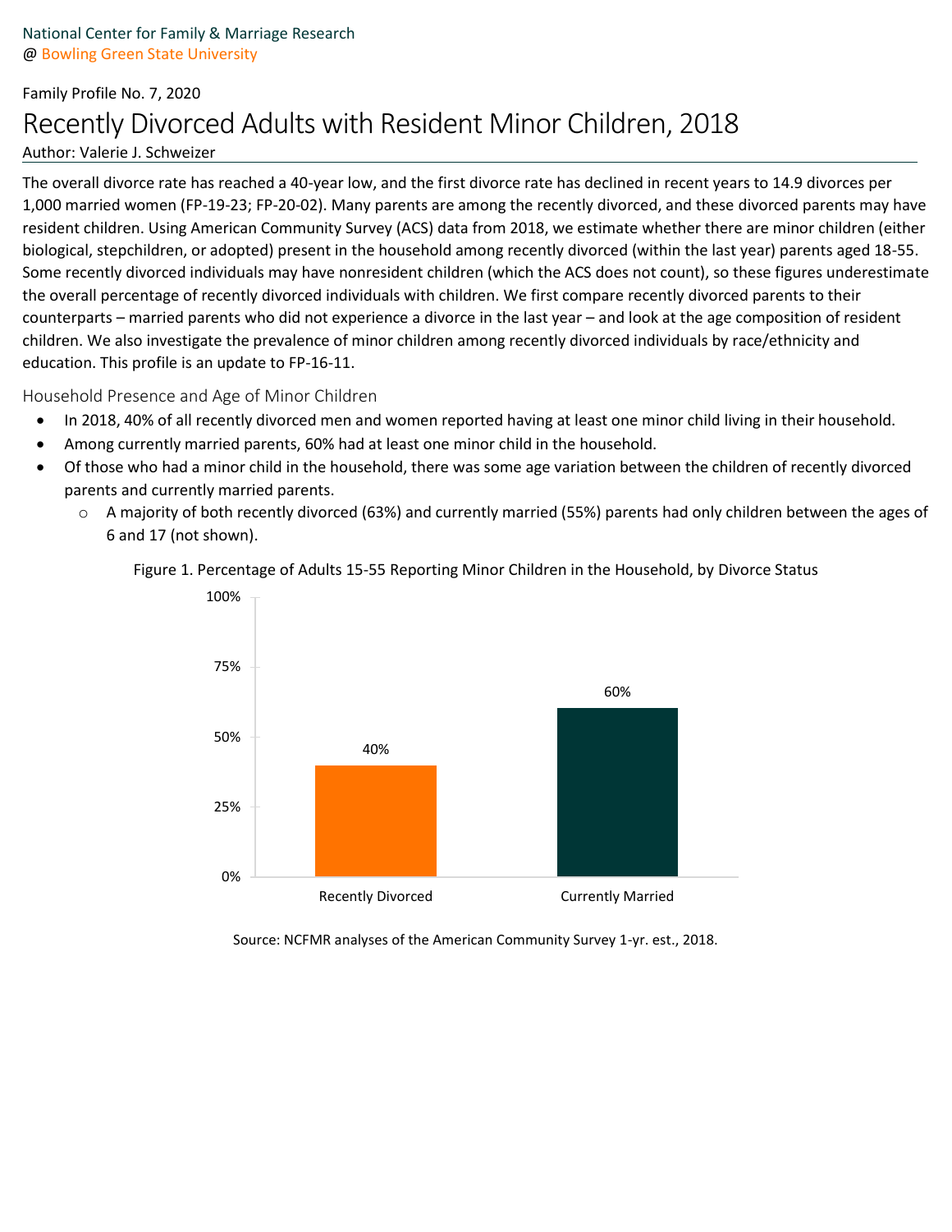National Center for Family & Marriage Research
@ Bowling Green State University

Family Profile No. 7, 2020

# Recently Divorced Adults with Resident Minor Children, 2018

Author: Valerie J. Schweizer

The overall divorce rate has reached a 40-year low, and the first divorce rate has declined in recent years to 14.9 divorces per 1,000 married women (FP-19-23; FP-20-02). Many parents are among the recently divorced, and these divorced parents may have resident children. Using American Community Survey (ACS) data from 2018, we estimate whether there are minor children (either biological, stepchildren, or adopted) present in the household among recently divorced (within the last year) parents aged 18-55. Some recently divorced individuals may have nonresident children (which the ACS does not count), so these figures underestimate the overall percentage of recently divorced individuals with children. We first compare recently divorced parents to their counterparts – married parents who did not experience a divorce in the last year – and look at the age composition of resident children. We also investigate the prevalence of minor children among recently divorced individuals by race/ethnicity and education. This profile is an update to FP-16-11.

## Household Presence and Age of Minor Children

- In 2018, 40% of all recently divorced men and women reported having at least one minor child living in their household.
- Among currently married parents, 60% had at least one minor child in the household.
- Of those who had a minor child in the household, there was some age variation between the children of recently divorced parents and currently married parents.
  - A majority of both recently divorced (63%) and currently married (55%) parents had only children between the ages of 6 and 17 (not shown).

Figure 1. Percentage of Adults 15-55 Reporting Minor Children in the Household, by Divorce Status

| Divorce Status | Percentage |
|---|---|
| Recently Divorced | 40% |
| Currently Married | 60% |

Source: NCFMR analyses of the American Community Survey 1-yr. est., 2018.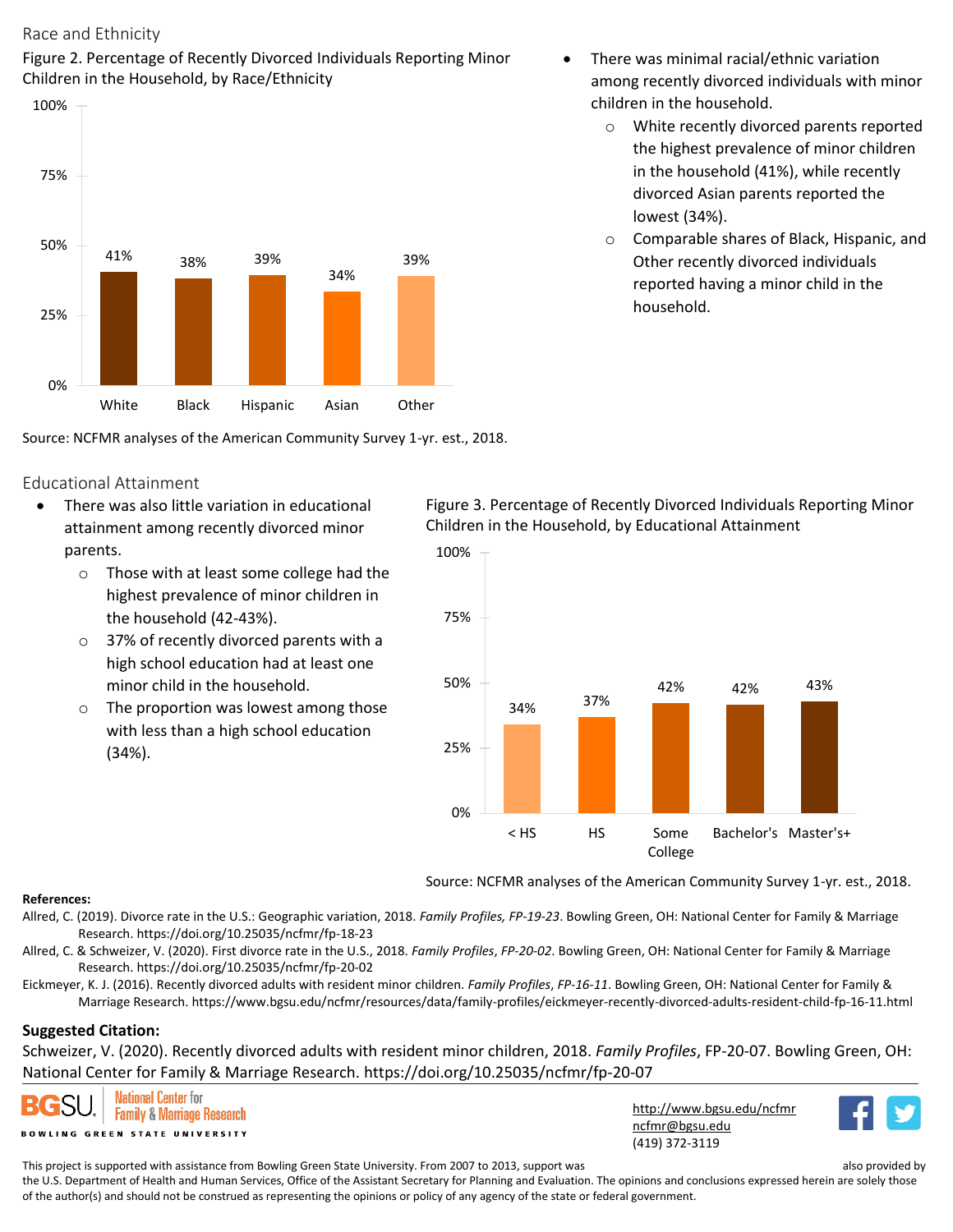## Race and Ethnicity

Figure 2. Percentage of Recently Divorced Individuals Reporting Minor Children in the Household, by Race/Ethnicity

100%
75%
50%
25%
0%

41% 38% 39% 34% 39%

White Black Hispanic Asian Other

Source: NCFMR analyses of the American Community Survey 1-yr. est., 2018.

- There was minimal racial/ethnic variation among recently divorced individuals with minor children in the household.
  - White recently divorced parents reported the highest prevalence of minor children in the household (41%), while recently divorced Asian parents reported the lowest (34%).
  - Comparable shares of Black, Hispanic, and Other recently divorced individuals reported having a minor child in the household.

## Educational Attainment

- There was also little variation in educational attainment among recently divorced minor parents.
  - Those with at least some college had the highest prevalence of minor children in the household (42-43%).
  - 37% of recently divorced parents with a high school education had at least one minor child in the household.
  - The proportion was lowest among those with less than a high school education (34%).

Figure 3. Percentage of Recently Divorced Individuals Reporting Minor Children in the Household, by Educational Attainment

100%
75%
50%
25%
0%

34% 37% 42% 42% 43%

< HS HS Some College Bachelor's Master's+

Source: NCFMR analyses of the American Community Survey 1-yr. est., 2018.

**References:**

Allred, C. (2019). Divorce rate in the U.S.: Geographic variation, 2018. *Family Profiles, FP-19-23*. Bowling Green, OH: National Center for Family & Marriage Research. https://doi.org/10.25035/ncfmr/fp-18-23

Allred, C. & Schweizer, V. (2020). First divorce rate in the U.S., 2018. *Family Profiles*, *FP-20-02*. Bowling Green, OH: National Center for Family & Marriage Research. https://doi.org/10.25035/ncfmr/fp-20-02

Eickmeyer, K. J. (2016). Recently divorced adults with resident minor children. *Family Profiles*, *FP-16-11*. Bowling Green, OH: National Center for Family & Marriage Research. https://www.bgsu.edu/ncfmr/resources/data/family-profiles/eickmeyer-recently-divorced-adults-resident-child-fp-16-11.html

**Suggested Citation:**

Schweizer, V. (2020). Recently divorced adults with resident minor children, 2018. *Family Profiles*, FP-20-07. Bowling Green, OH: National Center for Family & Marriage Research. https://doi.org/10.25035/ncfmr/fp-20-07

BGSU. National Center for Family & Marriage Research
BOWLING GREEN STATE UNIVERSITY

http://www.bgsu.edu/ncfmr
ncfmr@bgsu.edu
(419) 372-3119

This project is supported with assistance from Bowling Green State University. From 2007 to 2013, support was also provided by the U.S. Department of Health and Human Services, Office of the Assistant Secretary for Planning and Evaluation. The opinions and conclusions expressed herein are solely those of the author(s) and should not be construed as representing the opinions or policy of any agency of the state or federal government.